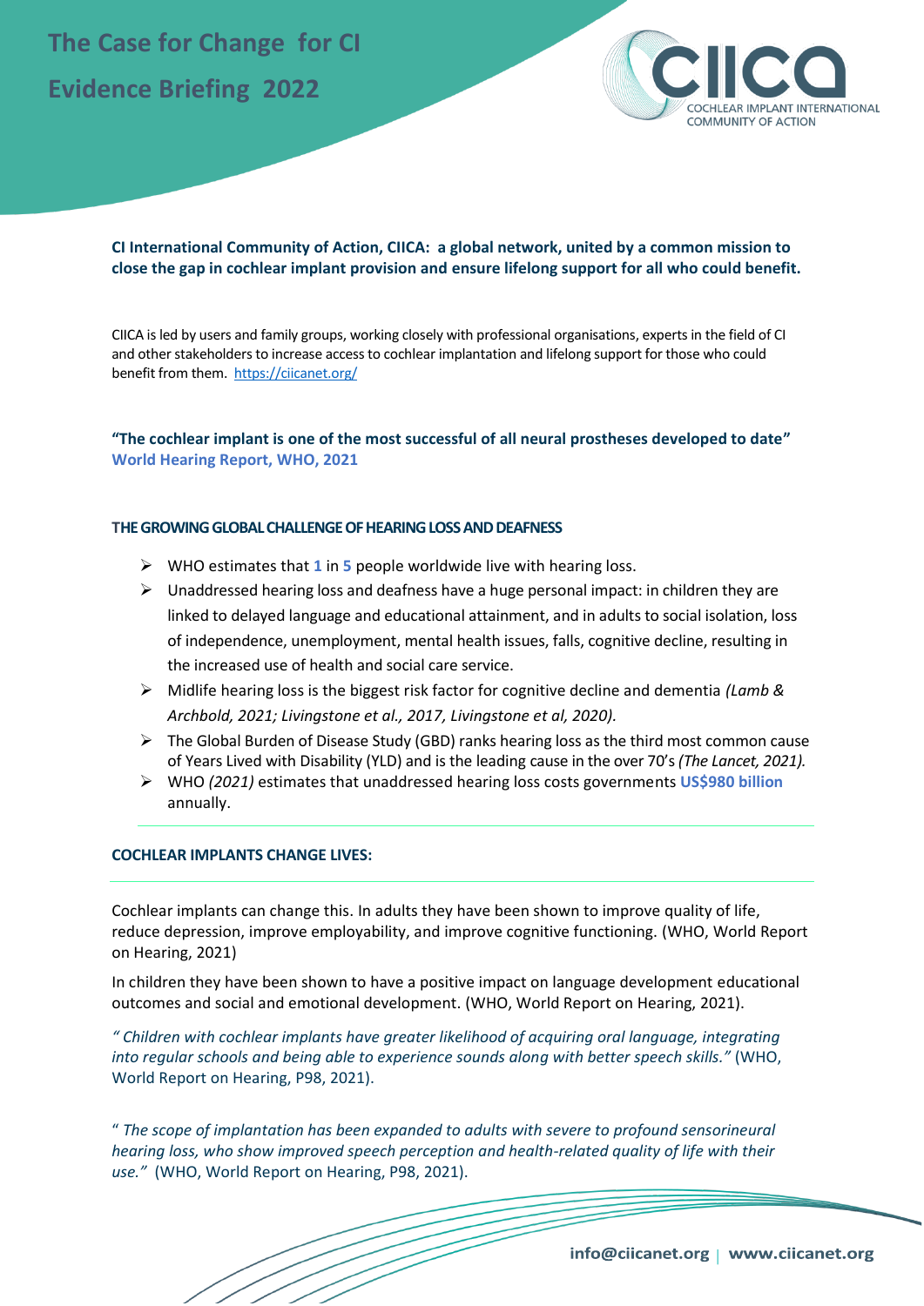# The Case for Change for CI

## Evidence Briefing 2022

COCHLEAR IMPLANT INTERNATIONAL COMMUNITY OF ACTION

**CI International Community of Action, CIICA: a global network, united by a common mission to close the gap in cochlear implant provision and ensure lifelong support for all who could benefit.**

CIICA is led by users and family groups, working closely with professional organisations, experts in the field of CI and other stakeholders to increase access to cochlear implantation and lifelong support for those who could benefit from them. https://ciicanet.org/

**"The cochlear implant is one of the most successful of all neural prostheses developed to date"**
**World Hearing Report, WHO, 2021**

### THE GROWING GLOBAL CHALLENGE OF HEARING LOSS AND DEAFNESS

- WHO estimates that **1** in **5** people worldwide live with hearing loss.
- Unaddressed hearing loss and deafness have a huge personal impact: in children they are linked to delayed language and educational attainment, and in adults to social isolation, loss of independence, unemployment, mental health issues, falls, cognitive decline, resulting in the increased use of health and social care service.
- Midlife hearing loss is the biggest risk factor for cognitive decline and dementia *(Lamb & Archbold, 2021; Livingstone et al., 2017, Livingstone et al, 2020).*
- The Global Burden of Disease Study (GBD) ranks hearing loss as the third most common cause of Years Lived with Disability (YLD) and is the leading cause in the over 70's *(The Lancet, 2021).*
- WHO *(2021)* estimates that unaddressed hearing loss costs governments **US$980 billion** annually.

### COCHLEAR IMPLANTS CHANGE LIVES:

Cochlear implants can change this. In adults they have been shown to improve quality of life, reduce depression, improve employability, and improve cognitive functioning. (WHO, World Report on Hearing, 2021)

In children they have been shown to have a positive impact on language development educational outcomes and social and emotional development. (WHO, World Report on Hearing, 2021).

*" Children with cochlear implants have greater likelihood of acquiring oral language, integrating into regular schools and being able to experience sounds along with better speech skills."* (WHO, World Report on Hearing, P98, 2021).

" *The scope of implantation has been expanded to adults with severe to profound sensorineural hearing loss, who show improved speech perception and health-related quality of life with their use."* (WHO, World Report on Hearing, P98, 2021).

info@ciicanet.org | www.ciicanet.org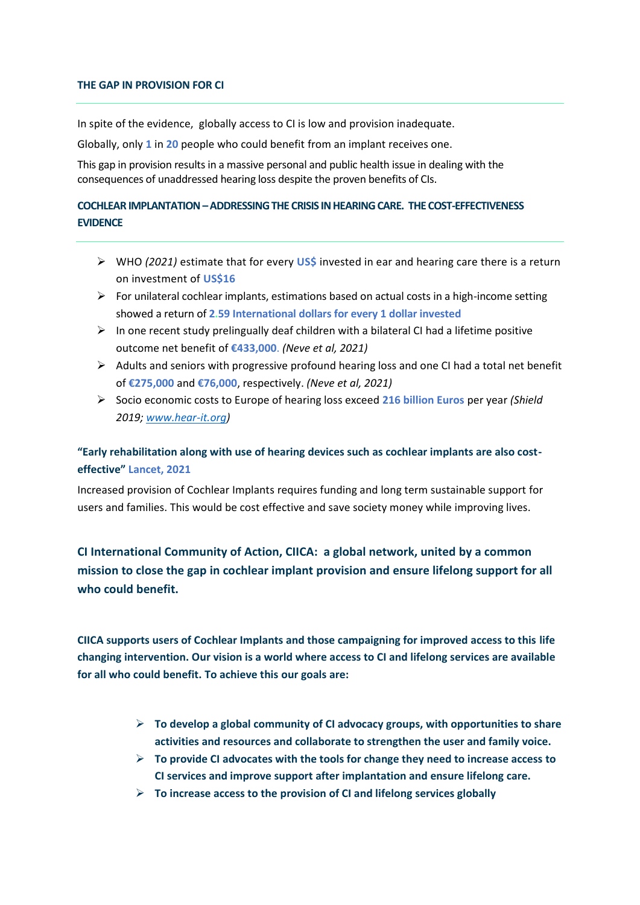## THE GAP IN PROVISION FOR CI

In spite of the evidence, globally access to CI is low and provision inadequate.

Globally, only **1** in **20** people who could benefit from an implant receives one.

This gap in provision results in a massive personal and public health issue in dealing with the consequences of unaddressed hearing loss despite the proven benefits of CIs.

## COCHLEAR IMPLANTATION – ADDRESSING THE CRISIS IN HEARING CARE. THE COST-EFFECTIVENESS EVIDENCE

- WHO *(2021)* estimate that for every **US$** invested in ear and hearing care there is a return on investment of **US$16**
- For unilateral cochlear implants, estimations based on actual costs in a high-income setting showed a return of **2.59 International dollars for every 1 dollar invested**
- In one recent study prelingually deaf children with a bilateral CI had a lifetime positive outcome net benefit of **€433,000**. *(Neve et al, 2021)*
- Adults and seniors with progressive profound hearing loss and one CI had a total net benefit of **€275,000** and **€76,000**, respectively. *(Neve et al, 2021)*
- Socio economic costs to Europe of hearing loss exceed **216 billion Euros** per year *(Shield 2019; www.hear-it.org)*

**"Early rehabilitation along with use of hearing devices such as cochlear implants are also cost-effective" Lancet, 2021**

Increased provision of Cochlear Implants requires funding and long term sustainable support for users and families. This would be cost effective and save society money while improving lives.

## CI International Community of Action, CIICA: a global network, united by a common mission to close the gap in cochlear implant provision and ensure lifelong support for all who could benefit.

**CIICA supports users of Cochlear Implants and those campaigning for improved access to this life changing intervention. Our vision is a world where access to CI and lifelong services are available for all who could benefit. To achieve this our goals are:**

- **To develop a global community of CI advocacy groups, with opportunities to share activities and resources and collaborate to strengthen the user and family voice.**
- **To provide CI advocates with the tools for change they need to increase access to CI services and improve support after implantation and ensure lifelong care.**
- **To increase access to the provision of CI and lifelong services globally**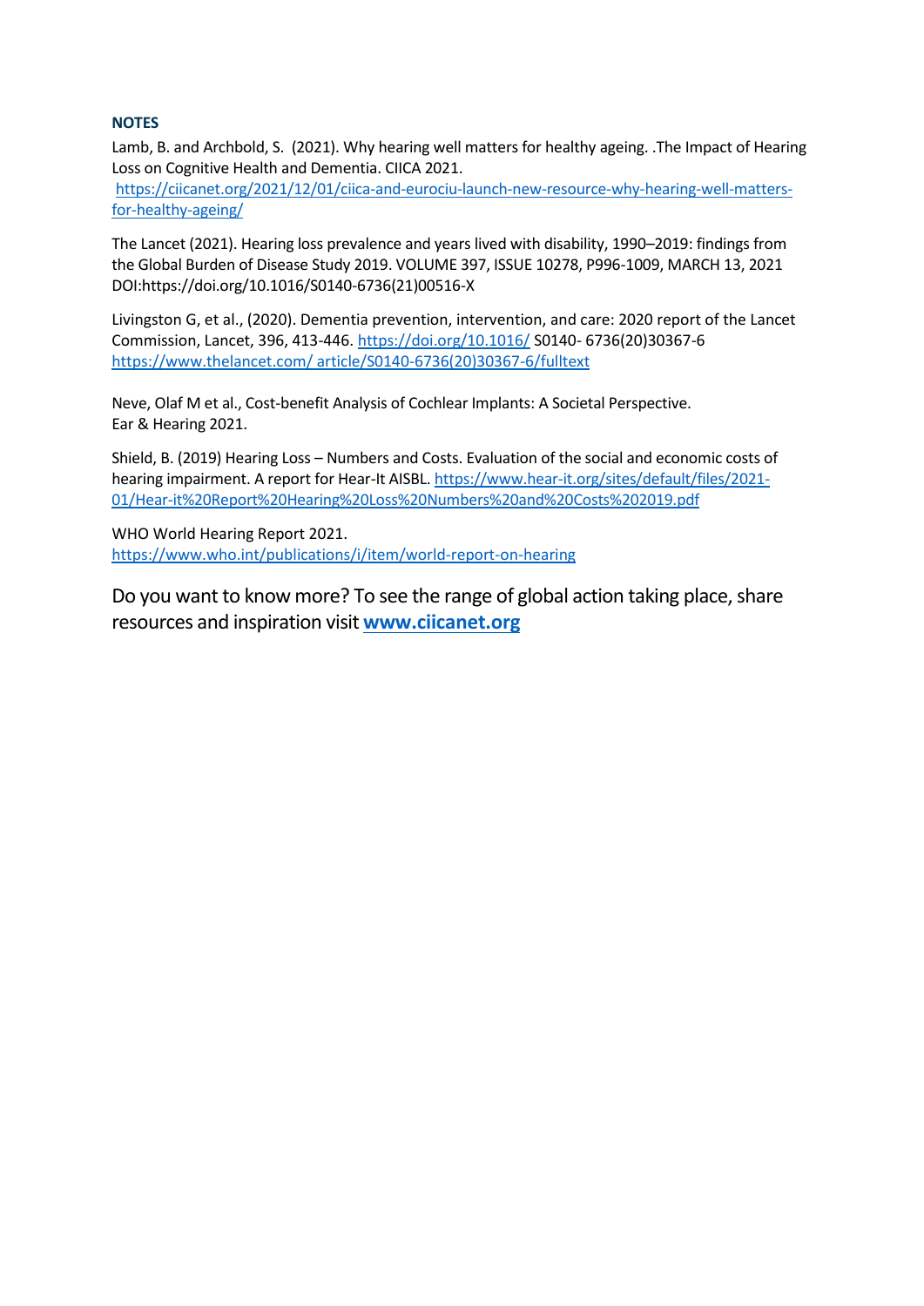**NOTES**

Lamb, B. and Archbold, S. (2021). Why hearing well matters for healthy ageing. .The Impact of Hearing Loss on Cognitive Health and Dementia. CIICA 2021.
https://ciicanet.org/2021/12/01/ciica-and-eurociu-launch-new-resource-why-hearing-well-matters-for-healthy-ageing/

The Lancet (2021). Hearing loss prevalence and years lived with disability, 1990–2019: findings from the Global Burden of Disease Study 2019. VOLUME 397, ISSUE 10278, P996-1009, MARCH 13, 2021 DOI:https://doi.org/10.1016/S0140-6736(21)00516-X

Livingston G, et al., (2020). Dementia prevention, intervention, and care: 2020 report of the Lancet Commission, Lancet, 396, 413-446. https://doi.org/10.1016/ S0140- 6736(20)30367-6
https://www.thelancet.com/ article/S0140-6736(20)30367-6/fulltext

Neve, Olaf M et al., Cost-benefit Analysis of Cochlear Implants: A Societal Perspective. Ear & Hearing 2021.

Shield, B. (2019) Hearing Loss – Numbers and Costs. Evaluation of the social and economic costs of hearing impairment. A report for Hear-It AISBL. https://www.hear-it.org/sites/default/files/2021-01/Hear-it%20Report%20Hearing%20Loss%20Numbers%20and%20Costs%202019.pdf

WHO World Hearing Report 2021.
https://www.who.int/publications/i/item/world-report-on-hearing

Do you want to know more? To see the range of global action taking place, share resources and inspiration visit **www.ciicanet.org**